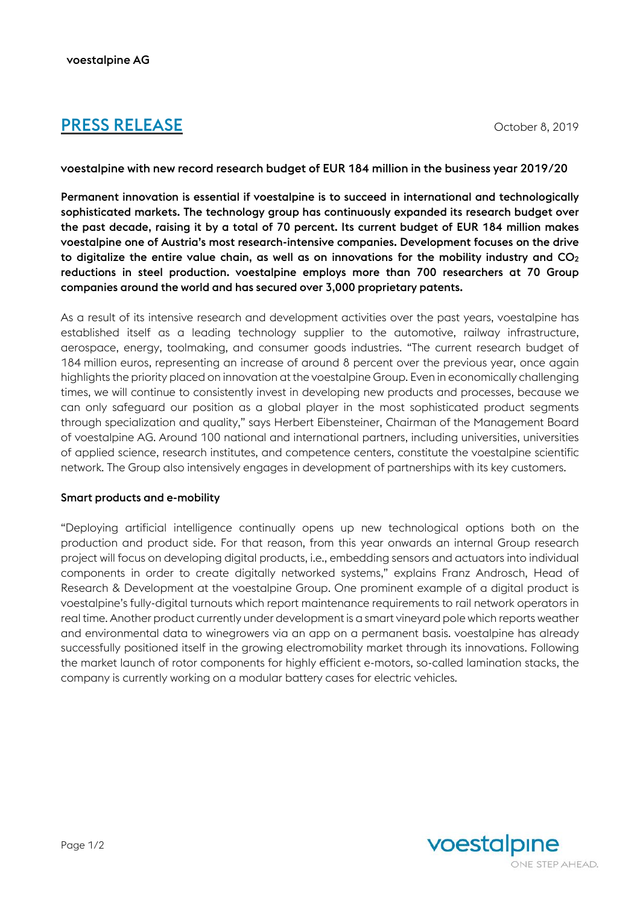voestalpine AG

# PRESS RELEASE

October 8, 2019

**voestalpine with new record research budget of EUR 184 million in the business year 2019/20**

**Permanent innovation is essential if voestalpine is to succeed in international and technologically sophisticated markets. The technology group has continuously expanded its research budget over the past decade, raising it by a total of 70 percent. Its current budget of EUR 184 million makes voestalpine one of Austria's most research-intensive companies. Development focuses on the drive to digitalize the entire value chain, as well as on innovations for the mobility industry and $CO_2$ reductions in steel production. voestalpine employs more than 700 researchers at 70 Group companies around the world and has secured over 3,000 proprietary patents.**

As a result of its intensive research and development activities over the past years, voestalpine has established itself as a leading technology supplier to the automotive, railway infrastructure, aerospace, energy, toolmaking, and consumer goods industries. "The current research budget of 184 million euros, representing an increase of around 8 percent over the previous year, once again highlights the priority placed on innovation at the voestalpine Group. Even in economically challenging times, we will continue to consistently invest in developing new products and processes, because we can only safeguard our position as a global player in the most sophisticated product segments through specialization and quality," says Herbert Eibensteiner, Chairman of the Management Board of voestalpine AG. Around 100 national and international partners, including universities, universities of applied science, research institutes, and competence centers, constitute the voestalpine scientific network. The Group also intensively engages in development of partnerships with its key customers.

**Smart products and e-mobility**

"Deploying artificial intelligence continually opens up new technological options both on the production and product side. For that reason, from this year onwards an internal Group research project will focus on developing digital products, i.e., embedding sensors and actuators into individual components in order to create digitally networked systems," explains Franz Androsch, Head of Research & Development at the voestalpine Group. One prominent example of a digital product is voestalpine's fully-digital turnouts which report maintenance requirements to rail network operators in real time. Another product currently under development is a smart vineyard pole which reports weather and environmental data to winegrowers via an app on a permanent basis. voestalpine has already successfully positioned itself in the growing electromobility market through its innovations. Following the market launch of rotor components for highly efficient e-motors, so-called lamination stacks, the company is currently working on a modular battery cases for electric vehicles.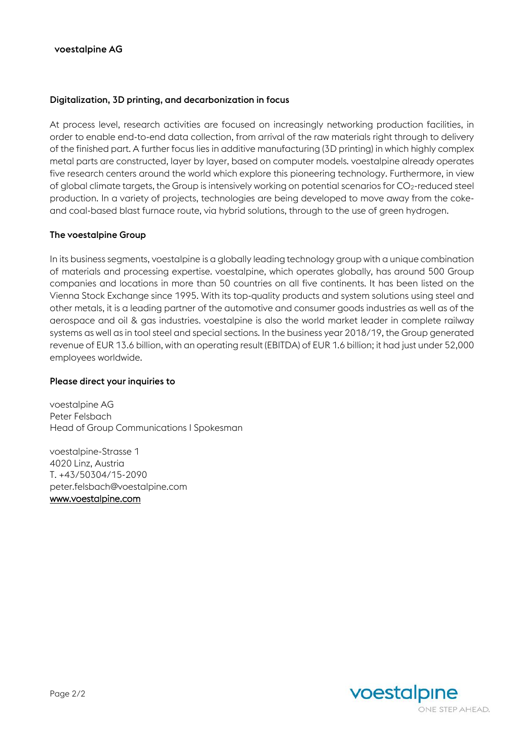## Digitalization, 3D printing, and decarbonization in focus

At process level, research activities are focused on increasingly networking production facilities, in order to enable end-to-end data collection, from arrival of the raw materials right through to delivery of the finished part. A further focus lies in additive manufacturing (3D printing) in which highly complex metal parts are constructed, layer by layer, based on computer models. voestalpine already operates five research centers around the world which explore this pioneering technology. Furthermore, in view of global climate targets, the Group is intensively working on potential scenarios for $CO_2$-reduced steel production. In a variety of projects, technologies are being developed to move away from the coke- and coal-based blast furnace route, via hybrid solutions, through to the use of green hydrogen.

## The voestalpine Group

In its business segments, voestalpine is a globally leading technology group with a unique combination of materials and processing expertise. voestalpine, which operates globally, has around 500 Group companies and locations in more than 50 countries on all five continents. It has been listed on the Vienna Stock Exchange since 1995. With its top-quality products and system solutions using steel and other metals, it is a leading partner of the automotive and consumer goods industries as well as of the aerospace and oil & gas industries. voestalpine is also the world market leader in complete railway systems as well as in tool steel and special sections. In the business year 2018/19, the Group generated revenue of EUR 13.6 billion, with an operating result (EBITDA) of EUR 1.6 billion; it had just under 52,000 employees worldwide.

## Please direct your inquiries to

voestalpine AG
Peter Felsbach
Head of Group Communications I Spokesman

voestalpine-Strasse 1
4020 Linz, Austria
T. +43/50304/15-2090
peter.felsbach@voestalpine.com
www.voestalpine.com